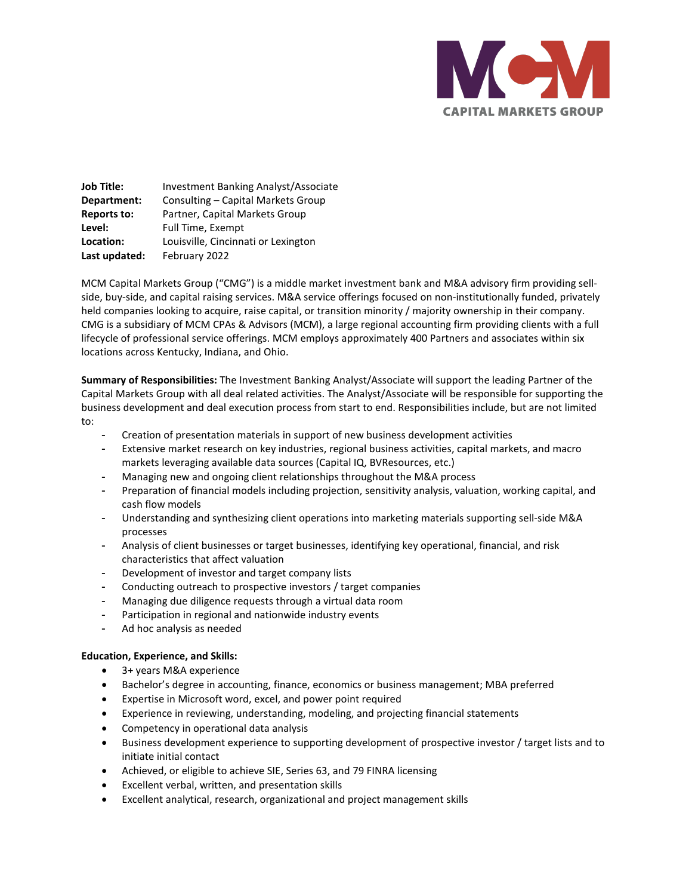MCM CAPITAL MARKETS GROUP

**Job Title:** Investment Banking Analyst/Associate
**Department:** Consulting – Capital Markets Group
**Reports to:** Partner, Capital Markets Group
**Level:** Full Time, Exempt
**Location:** Louisville, Cincinnati or Lexington
**Last updated:** February 2022

MCM Capital Markets Group ("CMG") is a middle market investment bank and M&A advisory firm providing sell-side, buy-side, and capital raising services. M&A service offerings focused on non-institutionally funded, privately held companies looking to acquire, raise capital, or transition minority / majority ownership in their company. CMG is a subsidiary of MCM CPAs & Advisors (MCM), a large regional accounting firm providing clients with a full lifecycle of professional service offerings. MCM employs approximately 400 Partners and associates within six locations across Kentucky, Indiana, and Ohio.

**Summary of Responsibilities:** The Investment Banking Analyst/Associate will support the leading Partner of the Capital Markets Group with all deal related activities. The Analyst/Associate will be responsible for supporting the business development and deal execution process from start to end. Responsibilities include, but are not limited to:

- Creation of presentation materials in support of new business development activities
- Extensive market research on key industries, regional business activities, capital markets, and macro markets leveraging available data sources (Capital IQ, BVResources, etc.)
- Managing new and ongoing client relationships throughout the M&A process
- Preparation of financial models including projection, sensitivity analysis, valuation, working capital, and cash flow models
- Understanding and synthesizing client operations into marketing materials supporting sell-side M&A processes
- Analysis of client businesses or target businesses, identifying key operational, financial, and risk characteristics that affect valuation
- Development of investor and target company lists
- Conducting outreach to prospective investors / target companies
- Managing due diligence requests through a virtual data room
- Participation in regional and nationwide industry events
- Ad hoc analysis as needed

**Education, Experience, and Skills:**

- 3+ years M&A experience
- Bachelor's degree in accounting, finance, economics or business management; MBA preferred
- Expertise in Microsoft word, excel, and power point required
- Experience in reviewing, understanding, modeling, and projecting financial statements
- Competency in operational data analysis
- Business development experience to supporting development of prospective investor / target lists and to initiate initial contact
- Achieved, or eligible to achieve SIE, Series 63, and 79 FINRA licensing
- Excellent verbal, written, and presentation skills
- Excellent analytical, research, organizational and project management skills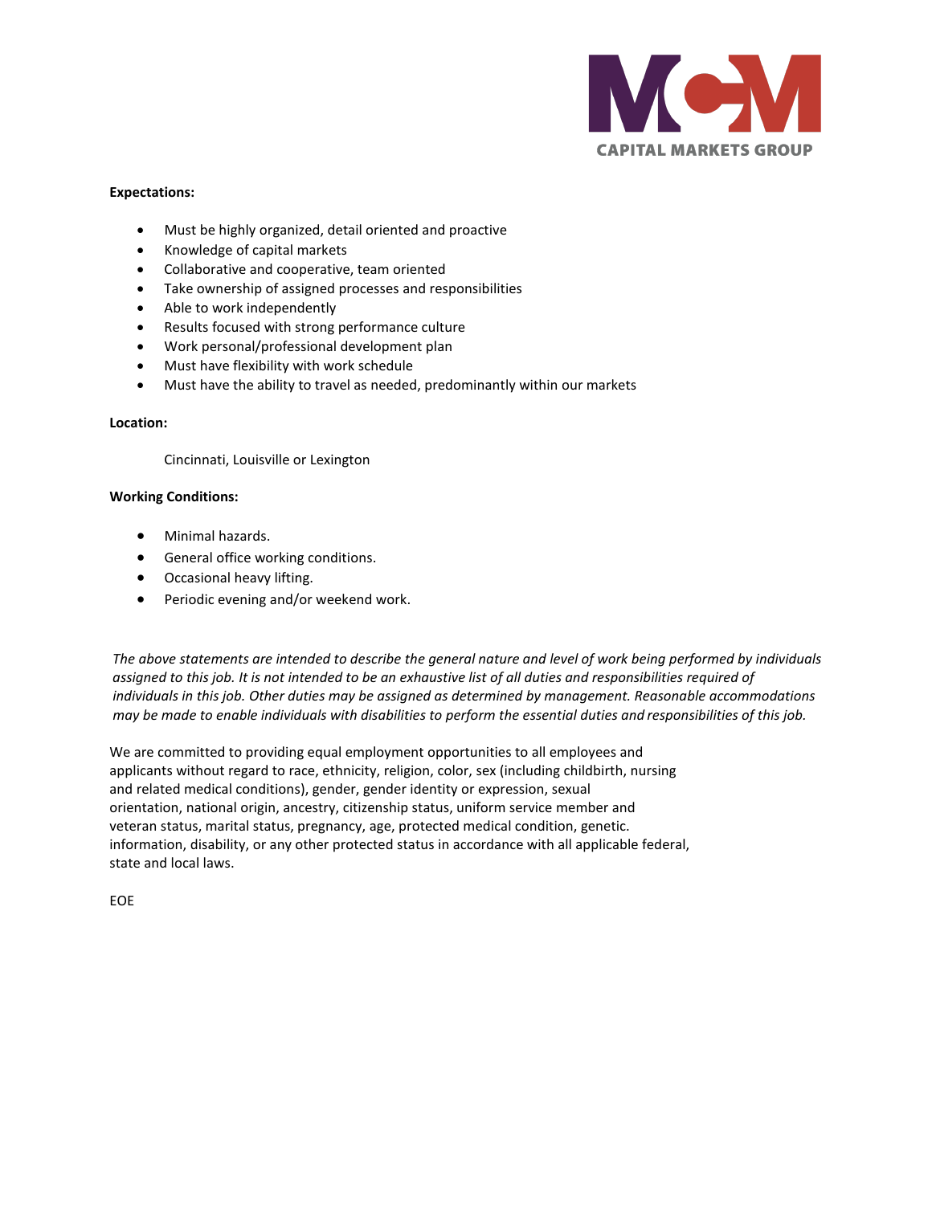**Expectations:**

- Must be highly organized, detail oriented and proactive
- Knowledge of capital markets
- Collaborative and cooperative, team oriented
- Take ownership of assigned processes and responsibilities
- Able to work independently
- Results focused with strong performance culture
- Work personal/professional development plan
- Must have flexibility with work schedule
- Must have the ability to travel as needed, predominantly within our markets

**Location:**

Cincinnati, Louisville or Lexington

**Working Conditions:**

- Minimal hazards.
- General office working conditions.
- Occasional heavy lifting.
- Periodic evening and/or weekend work.

*The above statements are intended to describe the general nature and level of work being performed by individuals assigned to this job. It is not intended to be an exhaustive list of all duties and responsibilities required of individuals in this job. Other duties may be assigned as determined by management. Reasonable accommodations may be made to enable individuals with disabilities to perform the essential duties and responsibilities of this job.*

We are committed to providing equal employment opportunities to all employees and applicants without regard to race, ethnicity, religion, color, sex (including childbirth, nursing and related medical conditions), gender, gender identity or expression, sexual orientation, national origin, ancestry, citizenship status, uniform service member and veteran status, marital status, pregnancy, age, protected medical condition, genetic. information, disability, or any other protected status in accordance with all applicable federal, state and local laws.

EOE